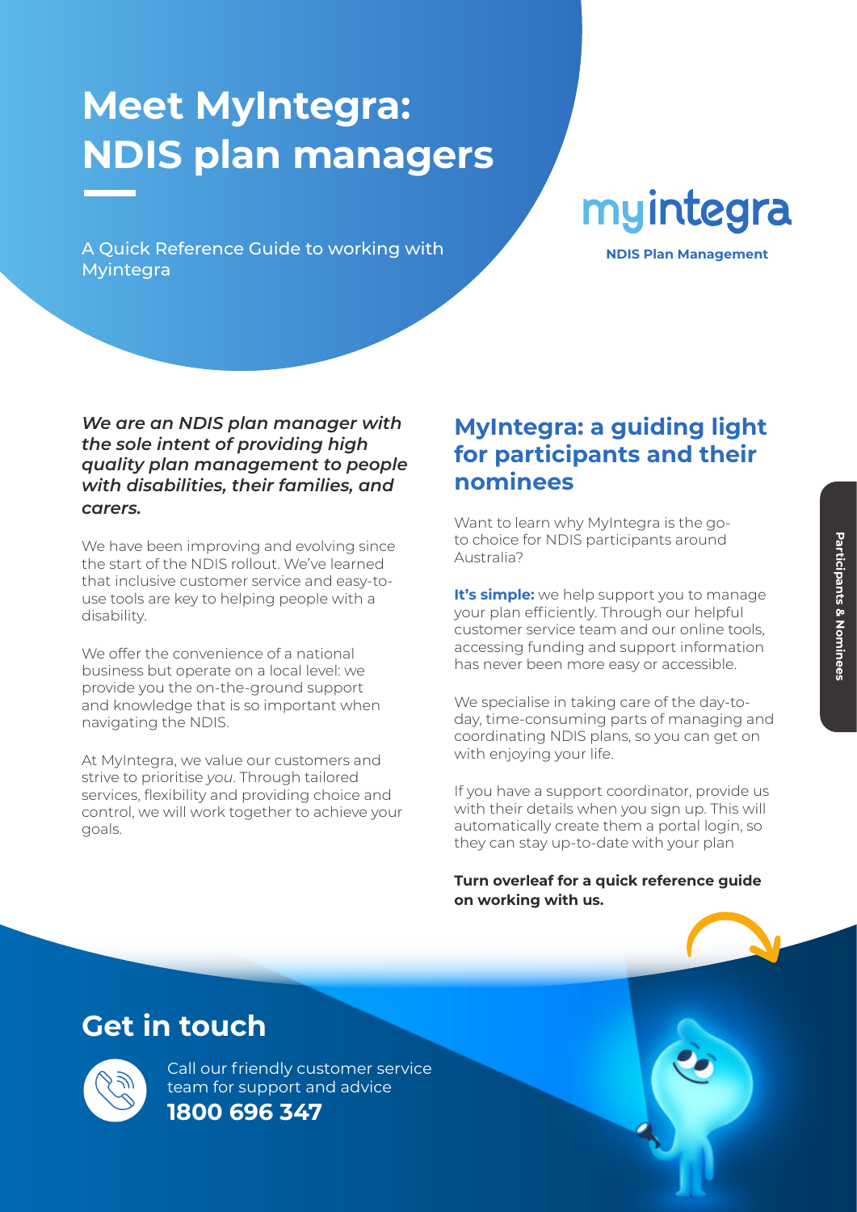# Meet MyIntegra: NDIS plan managers

A Quick Reference Guide to working with Myintegra

myintegra

NDIS Plan Management

***We are an NDIS plan manager with the sole intent of providing high quality plan management to people with disabilities, their families, and carers.***

We have been improving and evolving since the start of the NDIS rollout. We've learned that inclusive customer service and easy-to-use tools are key to helping people with a disability.

We offer the convenience of a national business but operate on a local level: we provide you the on-the-ground support and knowledge that is so important when navigating the NDIS.

At MyIntegra, we value our customers and strive to prioritise *you*. Through tailored services, flexibility and providing choice and control, we will work together to achieve your goals.

## MyIntegra: a guiding light for participants and their nominees

Want to learn why MyIntegra is the go-to choice for NDIS participants around Australia?

**It's simple:** we help support you to manage your plan efficiently. Through our helpful customer service team and our online tools, accessing funding and support information has never been more easy or accessible.

We specialise in taking care of the day-to-day, time-consuming parts of managing and coordinating NDIS plans, so you can get on with enjoying your life.

If you have a support coordinator, provide us with their details when you sign up. This will automatically create them a portal login, so they can stay up-to-date with your plan

**Turn overleaf for a quick reference guide on working with us.**

Participants & Nominees

## Get in touch

Call our friendly customer service team for support and advice

**1800 696 347**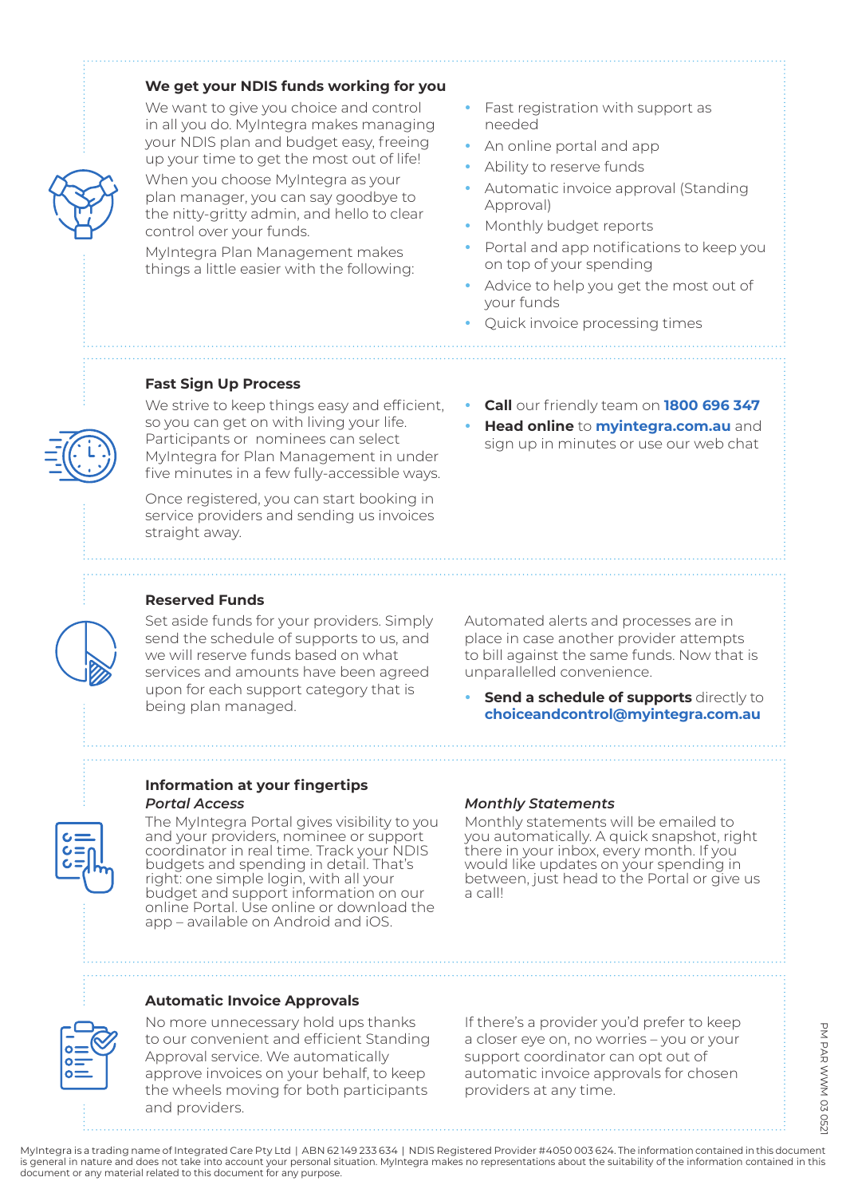## We get your NDIS funds working for you

We want to give you choice and control in all you do. MyIntegra makes managing your NDIS plan and budget easy, freeing up your time to get the most out of life!

When you choose MyIntegra as your plan manager, you can say goodbye to the nitty-gritty admin, and hello to clear control over your funds.

MyIntegra Plan Management makes things a little easier with the following:

- Fast registration with support as needed
- An online portal and app
- Ability to reserve funds
- Automatic invoice approval (Standing Approval)
- Monthly budget reports
- Portal and app notifications to keep you on top of your spending
- Advice to help you get the most out of your funds
- Quick invoice processing times

## Fast Sign Up Process

We strive to keep things easy and efficient, so you can get on with living your life. Participants or nominees can select MyIntegra for Plan Management in under five minutes in a few fully-accessible ways.

Once registered, you can start booking in service providers and sending us invoices straight away.

- **Call** our friendly team on **1800 696 347**
- **Head online** to **myintegra.com.au** and sign up in minutes or use our web chat

## Reserved Funds

Set aside funds for your providers. Simply send the schedule of supports to us, and we will reserve funds based on what services and amounts have been agreed upon for each support category that is being plan managed.

Automated alerts and processes are in place in case another provider attempts to bill against the same funds. Now that is unparallelled convenience.

- **Send a schedule of supports** directly to **choiceandcontrol@myintegra.com.au**

## Information at your fingertips

### *Portal Access*

The MyIntegra Portal gives visibility to you and your providers, nominee or support coordinator in real time. Track your NDIS budgets and spending in detail. That's right: one simple login, with all your budget and support information on our online Portal. Use online or download the app – available on Android and iOS.

### *Monthly Statements*

Monthly statements will be emailed to you automatically. A quick snapshot, right there in your inbox, every month. If you would like updates on your spending in between, just head to the Portal or give us a call!

## Automatic Invoice Approvals

No more unnecessary hold ups thanks to our convenient and efficient Standing Approval service. We automatically approve invoices on your behalf, to keep the wheels moving for both participants and providers.

If there's a provider you'd prefer to keep a closer eye on, no worries – you or your support coordinator can opt out of automatic invoice approvals for chosen providers at any time.

PM PAR WWM 03 0521

MyIntegra is a trading name of Integrated Care Pty Ltd | ABN 62 149 233 634 | NDIS Registered Provider #4050 003 624. The information contained in this document is general in nature and does not take into account your personal situation. MyIntegra makes no representations about the suitability of the information contained in this document or any material related to this document for any purpose.